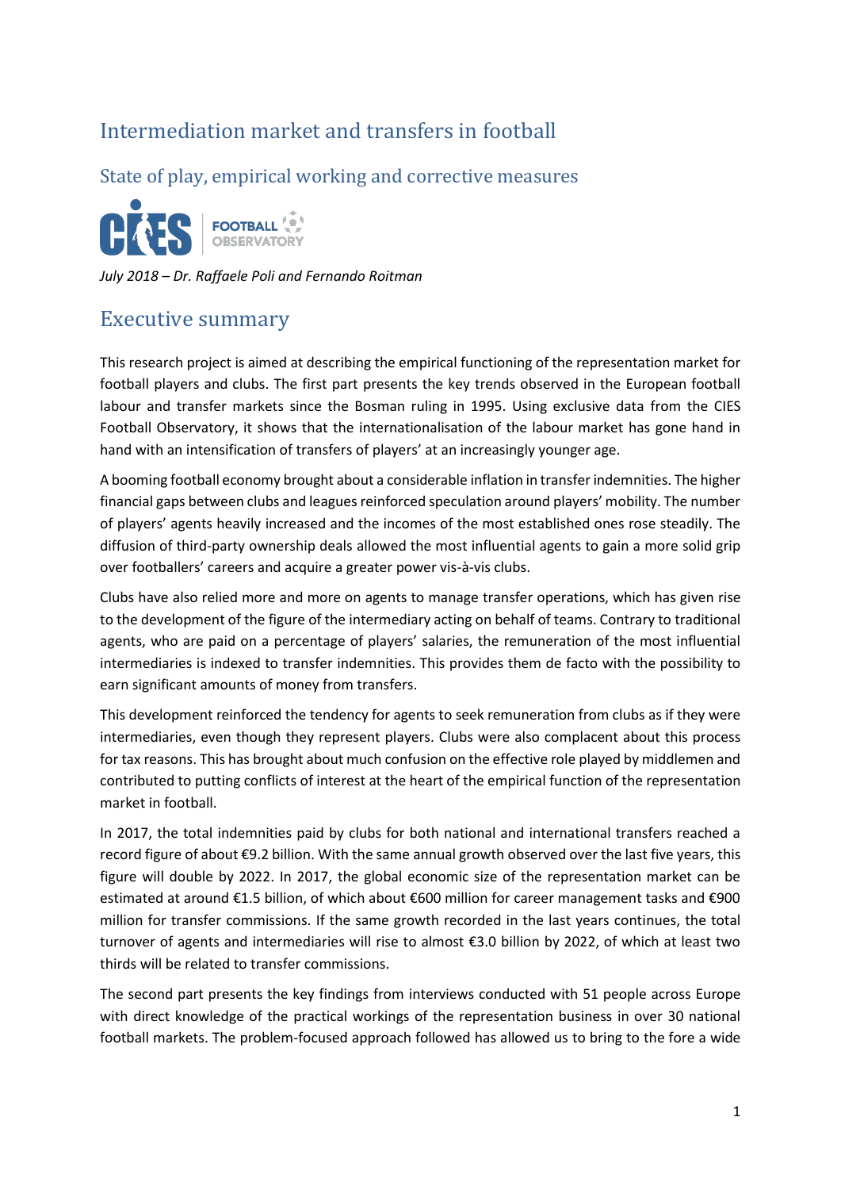# Intermediation market and transfers in football

## State of play, empirical working and corrective measures

CIES FOOTBALL OBSERVATORY

*July 2018 – Dr. Raffaele Poli and Fernando Roitman*

## Executive summary

This research project is aimed at describing the empirical functioning of the representation market for football players and clubs. The first part presents the key trends observed in the European football labour and transfer markets since the Bosman ruling in 1995. Using exclusive data from the CIES Football Observatory, it shows that the internationalisation of the labour market has gone hand in hand with an intensification of transfers of players' at an increasingly younger age.

A booming football economy brought about a considerable inflation in transfer indemnities. The higher financial gaps between clubs and leagues reinforced speculation around players' mobility. The number of players' agents heavily increased and the incomes of the most established ones rose steadily. The diffusion of third-party ownership deals allowed the most influential agents to gain a more solid grip over footballers' careers and acquire a greater power vis-à-vis clubs.

Clubs have also relied more and more on agents to manage transfer operations, which has given rise to the development of the figure of the intermediary acting on behalf of teams. Contrary to traditional agents, who are paid on a percentage of players' salaries, the remuneration of the most influential intermediaries is indexed to transfer indemnities. This provides them de facto with the possibility to earn significant amounts of money from transfers.

This development reinforced the tendency for agents to seek remuneration from clubs as if they were intermediaries, even though they represent players. Clubs were also complacent about this process for tax reasons. This has brought about much confusion on the effective role played by middlemen and contributed to putting conflicts of interest at the heart of the empirical function of the representation market in football.

In 2017, the total indemnities paid by clubs for both national and international transfers reached a record figure of about €9.2 billion. With the same annual growth observed over the last five years, this figure will double by 2022. In 2017, the global economic size of the representation market can be estimated at around €1.5 billion, of which about €600 million for career management tasks and €900 million for transfer commissions. If the same growth recorded in the last years continues, the total turnover of agents and intermediaries will rise to almost €3.0 billion by 2022, of which at least two thirds will be related to transfer commissions.

The second part presents the key findings from interviews conducted with 51 people across Europe with direct knowledge of the practical workings of the representation business in over 30 national football markets. The problem-focused approach followed has allowed us to bring to the fore a wide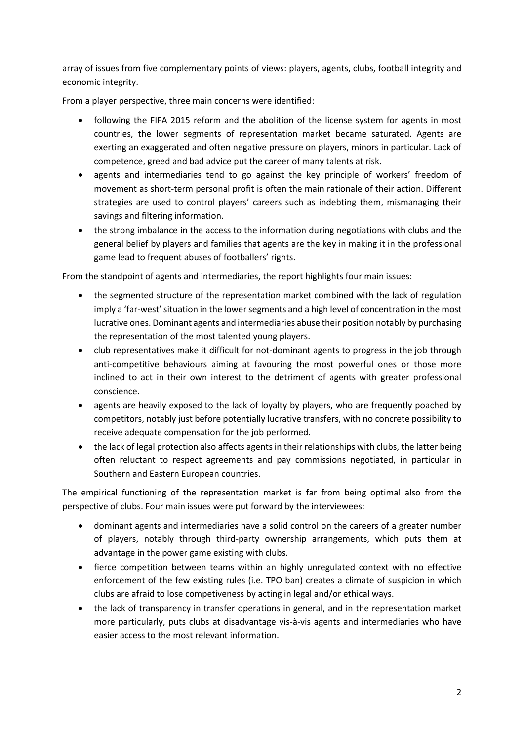array of issues from five complementary points of views: players, agents, clubs, football integrity and economic integrity.

From a player perspective, three main concerns were identified:

- following the FIFA 2015 reform and the abolition of the license system for agents in most countries, the lower segments of representation market became saturated. Agents are exerting an exaggerated and often negative pressure on players, minors in particular. Lack of competence, greed and bad advice put the career of many talents at risk.
- agents and intermediaries tend to go against the key principle of workers' freedom of movement as short-term personal profit is often the main rationale of their action. Different strategies are used to control players' careers such as indebting them, mismanaging their savings and filtering information.
- the strong imbalance in the access to the information during negotiations with clubs and the general belief by players and families that agents are the key in making it in the professional game lead to frequent abuses of footballers' rights.

From the standpoint of agents and intermediaries, the report highlights four main issues:

- the segmented structure of the representation market combined with the lack of regulation imply a 'far-west' situation in the lower segments and a high level of concentration in the most lucrative ones. Dominant agents and intermediaries abuse their position notably by purchasing the representation of the most talented young players.
- club representatives make it difficult for not-dominant agents to progress in the job through anti-competitive behaviours aiming at favouring the most powerful ones or those more inclined to act in their own interest to the detriment of agents with greater professional conscience.
- agents are heavily exposed to the lack of loyalty by players, who are frequently poached by competitors, notably just before potentially lucrative transfers, with no concrete possibility to receive adequate compensation for the job performed.
- the lack of legal protection also affects agents in their relationships with clubs, the latter being often reluctant to respect agreements and pay commissions negotiated, in particular in Southern and Eastern European countries.

The empirical functioning of the representation market is far from being optimal also from the perspective of clubs. Four main issues were put forward by the interviewees:

- dominant agents and intermediaries have a solid control on the careers of a greater number of players, notably through third-party ownership arrangements, which puts them at advantage in the power game existing with clubs.
- fierce competition between teams within an highly unregulated context with no effective enforcement of the few existing rules (i.e. TPO ban) creates a climate of suspicion in which clubs are afraid to lose competiveness by acting in legal and/or ethical ways.
- the lack of transparency in transfer operations in general, and in the representation market more particularly, puts clubs at disadvantage vis-à-vis agents and intermediaries who have easier access to the most relevant information.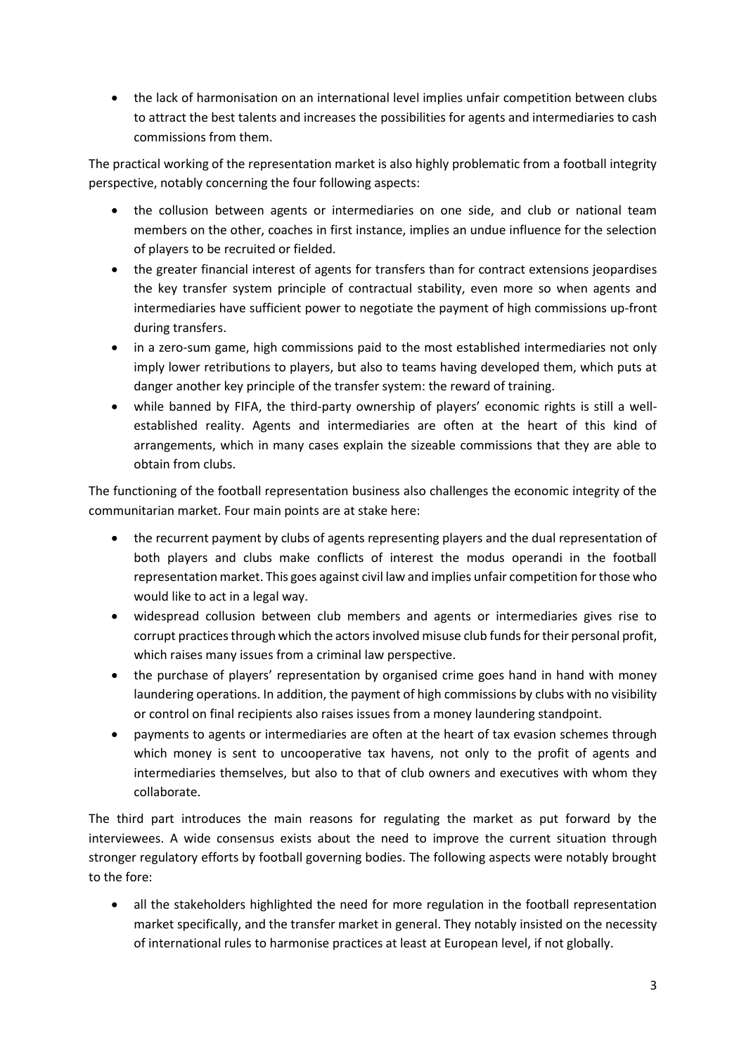- the lack of harmonisation on an international level implies unfair competition between clubs to attract the best talents and increases the possibilities for agents and intermediaries to cash commissions from them.

The practical working of the representation market is also highly problematic from a football integrity perspective, notably concerning the four following aspects:

- the collusion between agents or intermediaries on one side, and club or national team members on the other, coaches in first instance, implies an undue influence for the selection of players to be recruited or fielded.
- the greater financial interest of agents for transfers than for contract extensions jeopardises the key transfer system principle of contractual stability, even more so when agents and intermediaries have sufficient power to negotiate the payment of high commissions up-front during transfers.
- in a zero-sum game, high commissions paid to the most established intermediaries not only imply lower retributions to players, but also to teams having developed them, which puts at danger another key principle of the transfer system: the reward of training.
- while banned by FIFA, the third-party ownership of players' economic rights is still a well-established reality. Agents and intermediaries are often at the heart of this kind of arrangements, which in many cases explain the sizeable commissions that they are able to obtain from clubs.

The functioning of the football representation business also challenges the economic integrity of the communitarian market. Four main points are at stake here:

- the recurrent payment by clubs of agents representing players and the dual representation of both players and clubs make conflicts of interest the modus operandi in the football representation market. This goes against civil law and implies unfair competition for those who would like to act in a legal way.
- widespread collusion between club members and agents or intermediaries gives rise to corrupt practices through which the actors involved misuse club funds for their personal profit, which raises many issues from a criminal law perspective.
- the purchase of players' representation by organised crime goes hand in hand with money laundering operations. In addition, the payment of high commissions by clubs with no visibility or control on final recipients also raises issues from a money laundering standpoint.
- payments to agents or intermediaries are often at the heart of tax evasion schemes through which money is sent to uncooperative tax havens, not only to the profit of agents and intermediaries themselves, but also to that of club owners and executives with whom they collaborate.

The third part introduces the main reasons for regulating the market as put forward by the interviewees. A wide consensus exists about the need to improve the current situation through stronger regulatory efforts by football governing bodies. The following aspects were notably brought to the fore:

- all the stakeholders highlighted the need for more regulation in the football representation market specifically, and the transfer market in general. They notably insisted on the necessity of international rules to harmonise practices at least at European level, if not globally.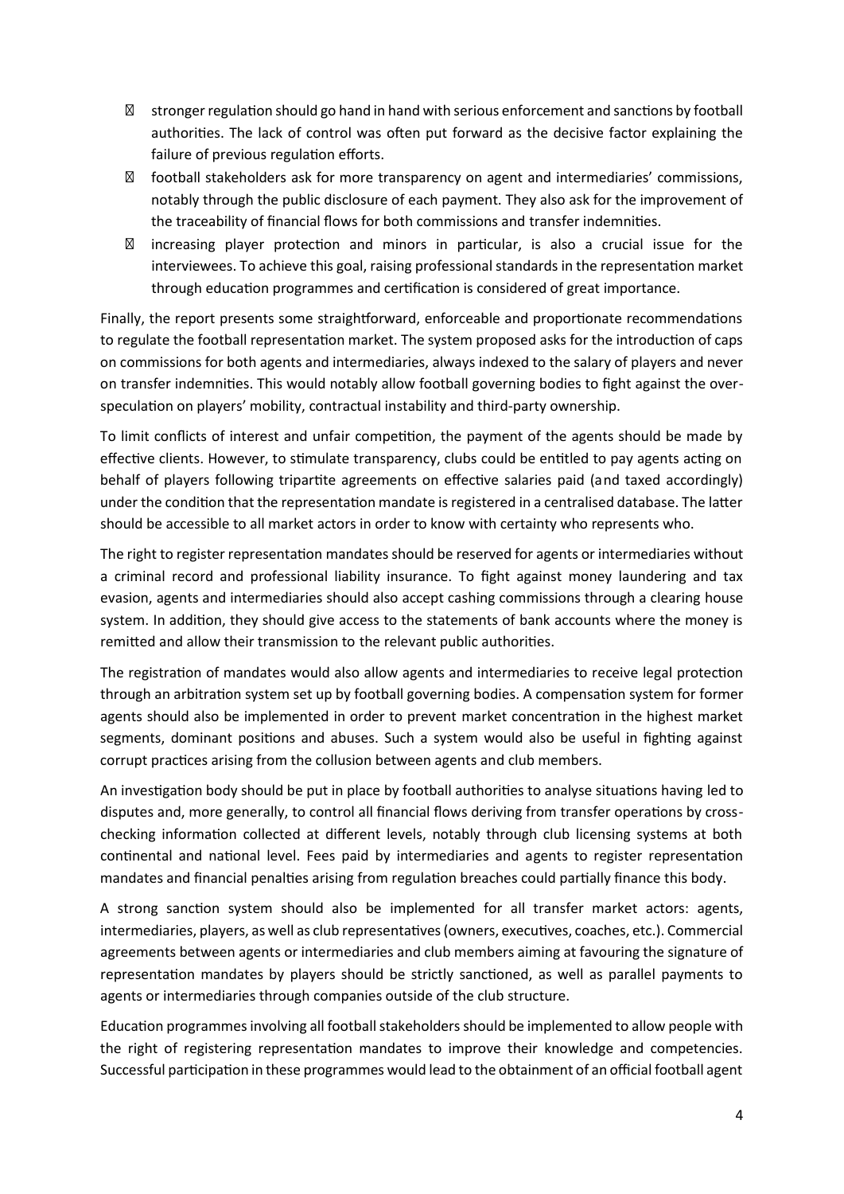- stronger regulation should go hand in hand with serious enforcement and sanctions by football authorities. The lack of control was often put forward as the decisive factor explaining the failure of previous regulation efforts.
- football stakeholders ask for more transparency on agent and intermediaries' commissions, notably through the public disclosure of each payment. They also ask for the improvement of the traceability of financial flows for both commissions and transfer indemnities.
- increasing player protection and minors in particular, is also a crucial issue for the interviewees. To achieve this goal, raising professional standards in the representation market through education programmes and certification is considered of great importance.

Finally, the report presents some straightforward, enforceable and proportionate recommendations to regulate the football representation market. The system proposed asks for the introduction of caps on commissions for both agents and intermediaries, always indexed to the salary of players and never on transfer indemnities. This would notably allow football governing bodies to fight against the over-speculation on players' mobility, contractual instability and third-party ownership.

To limit conflicts of interest and unfair competition, the payment of the agents should be made by effective clients. However, to stimulate transparency, clubs could be entitled to pay agents acting on behalf of players following tripartite agreements on effective salaries paid (and taxed accordingly) under the condition that the representation mandate is registered in a centralised database. The latter should be accessible to all market actors in order to know with certainty who represents who.

The right to register representation mandates should be reserved for agents or intermediaries without a criminal record and professional liability insurance. To fight against money laundering and tax evasion, agents and intermediaries should also accept cashing commissions through a clearing house system. In addition, they should give access to the statements of bank accounts where the money is remitted and allow their transmission to the relevant public authorities.

The registration of mandates would also allow agents and intermediaries to receive legal protection through an arbitration system set up by football governing bodies. A compensation system for former agents should also be implemented in order to prevent market concentration in the highest market segments, dominant positions and abuses. Such a system would also be useful in fighting against corrupt practices arising from the collusion between agents and club members.

An investigation body should be put in place by football authorities to analyse situations having led to disputes and, more generally, to control all financial flows deriving from transfer operations by cross-checking information collected at different levels, notably through club licensing systems at both continental and national level. Fees paid by intermediaries and agents to register representation mandates and financial penalties arising from regulation breaches could partially finance this body.

A strong sanction system should also be implemented for all transfer market actors: agents, intermediaries, players, as well as club representatives (owners, executives, coaches, etc.). Commercial agreements between agents or intermediaries and club members aiming at favouring the signature of representation mandates by players should be strictly sanctioned, as well as parallel payments to agents or intermediaries through companies outside of the club structure.

Education programmes involving all football stakeholders should be implemented to allow people with the right of registering representation mandates to improve their knowledge and competencies. Successful participation in these programmes would lead to the obtainment of an official football agent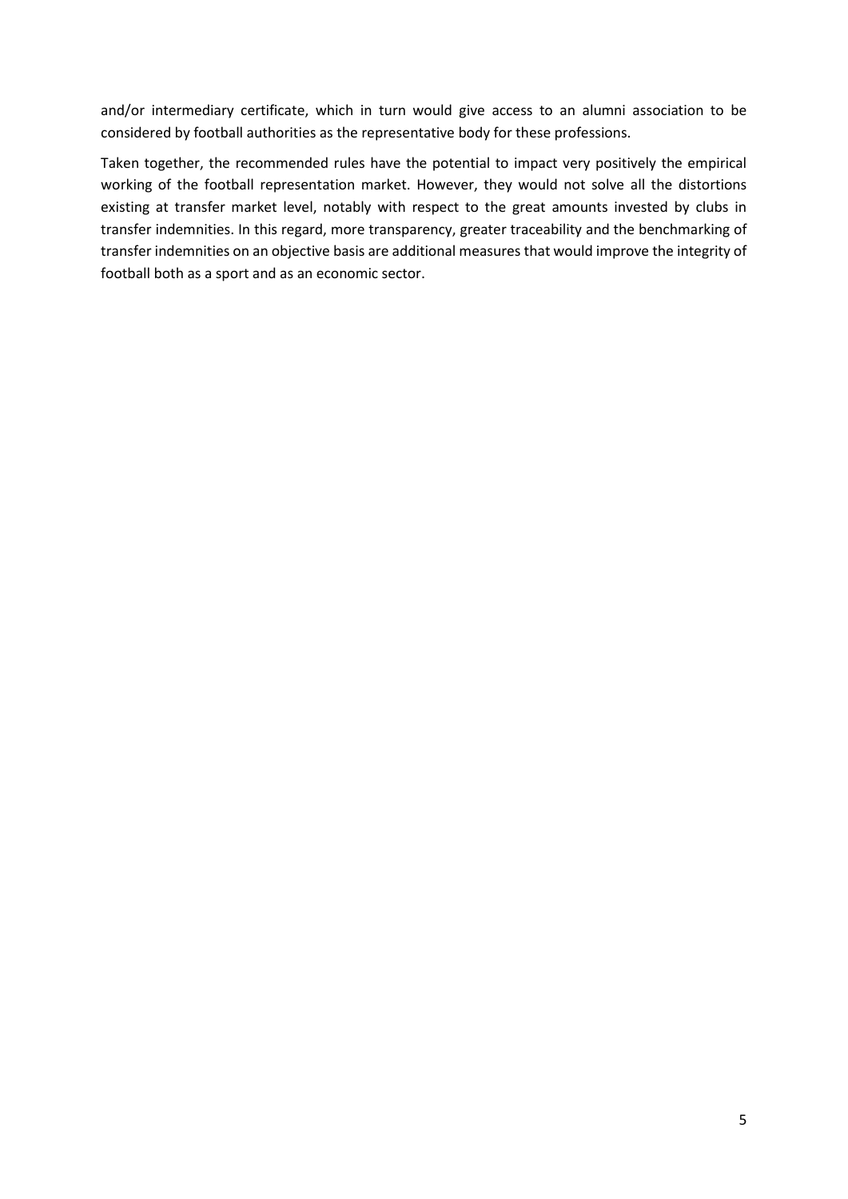and/or intermediary certificate, which in turn would give access to an alumni association to be considered by football authorities as the representative body for these professions.

Taken together, the recommended rules have the potential to impact very positively the empirical working of the football representation market. However, they would not solve all the distortions existing at transfer market level, notably with respect to the great amounts invested by clubs in transfer indemnities. In this regard, more transparency, greater traceability and the benchmarking of transfer indemnities on an objective basis are additional measures that would improve the integrity of football both as a sport and as an economic sector.